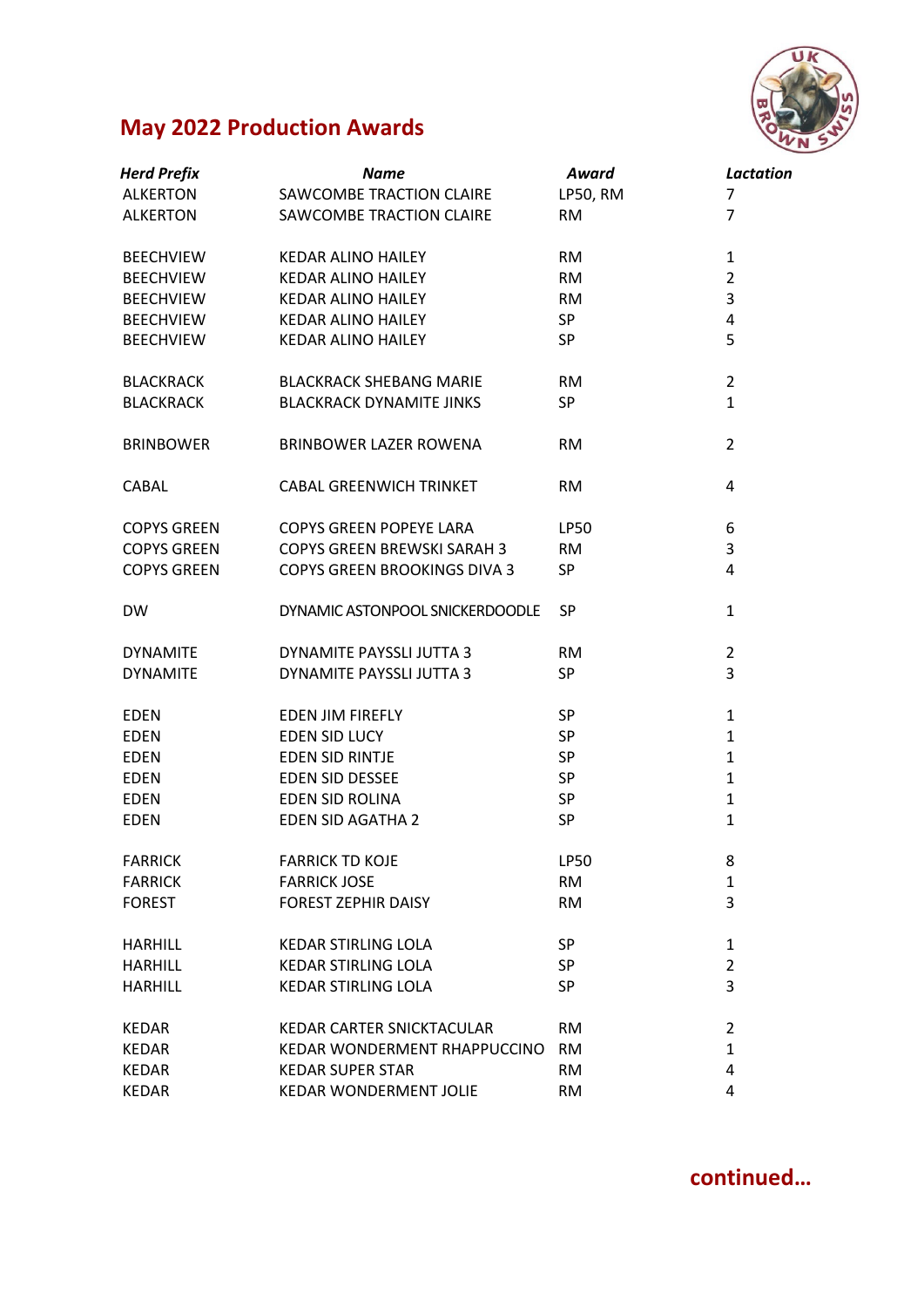## May 2022 Production Awards

| *Herd Prefix* | *Name* | *Award* | *Lactation* |
|---|---|---|---|
| ALKERTON | SAWCOMBE TRACTION CLAIRE | LP50, RM | 7 |
| ALKERTON | SAWCOMBE TRACTION CLAIRE | RM | 7 |
| BEECHVIEW | KEDAR ALINO HAILEY | RM | 1 |
| BEECHVIEW | KEDAR ALINO HAILEY | RM | 2 |
| BEECHVIEW | KEDAR ALINO HAILEY | RM | 3 |
| BEECHVIEW | KEDAR ALINO HAILEY | SP | 4 |
| BEECHVIEW | KEDAR ALINO HAILEY | SP | 5 |
| BLACKRACK | BLACKRACK SHEBANG MARIE | RM | 2 |
| BLACKRACK | BLACKRACK DYNAMITE JINKS | SP | 1 |
| BRINBOWER | BRINBOWER LAZER ROWENA | RM | 2 |
| CABAL | CABAL GREENWICH TRINKET | RM | 4 |
| COPYS GREEN | COPYS GREEN POPEYE LARA | LP50 | 6 |
| COPYS GREEN | COPYS GREEN BREWSKI SARAH 3 | RM | 3 |
| COPYS GREEN | COPYS GREEN BROOKINGS DIVA 3 | SP | 4 |
| DW | DYNAMIC ASTONPOOL SNICKERDOODLE | SP | 1 |
| DYNAMITE | DYNAMITE PAYSSLI JUTTA 3 | RM | 2 |
| DYNAMITE | DYNAMITE PAYSSLI JUTTA 3 | SP | 3 |
| EDEN | EDEN JIM FIREFLY | SP | 1 |
| EDEN | EDEN SID LUCY | SP | 1 |
| EDEN | EDEN SID RINTJE | SP | 1 |
| EDEN | EDEN SID DESSEE | SP | 1 |
| EDEN | EDEN SID ROLINA | SP | 1 |
| EDEN | EDEN SID AGATHA 2 | SP | 1 |
| FARRICK | FARRICK TD KOJE | LP50 | 8 |
| FARRICK | FARRICK JOSE | RM | 1 |
| FOREST | FOREST ZEPHIR DAISY | RM | 3 |
| HARHILL | KEDAR STIRLING LOLA | SP | 1 |
| HARHILL | KEDAR STIRLING LOLA | SP | 2 |
| HARHILL | KEDAR STIRLING LOLA | SP | 3 |
| KEDAR | KEDAR CARTER SNICKTACULAR | RM | 2 |
| KEDAR | KEDAR WONDERMENT RHAPPUCCINO | RM | 1 |
| KEDAR | KEDAR SUPER STAR | RM | 4 |
| KEDAR | KEDAR WONDERMENT JOLIE | RM | 4 |

**continued…**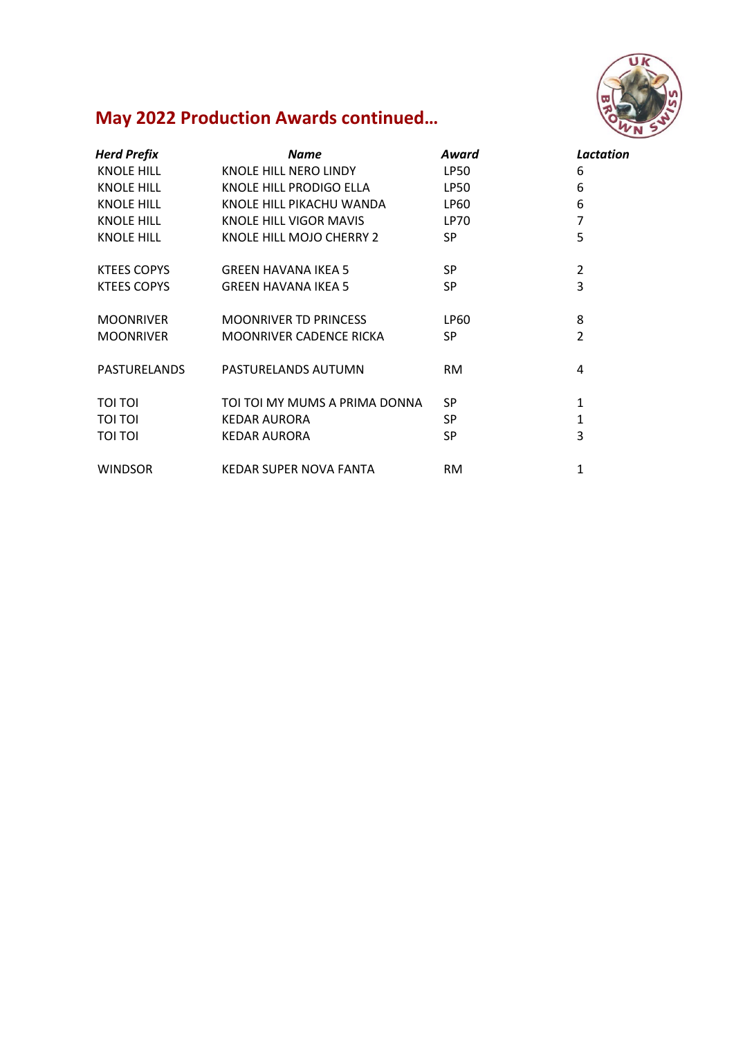## May 2022 Production Awards continued…

| *Herd Prefix* | *Name* | *Award* | *Lactation* |
|---|---|---|---|
| KNOLE HILL | KNOLE HILL NERO LINDY | LP50 | 6 |
| KNOLE HILL | KNOLE HILL PRODIGO ELLA | LP50 | 6 |
| KNOLE HILL | KNOLE HILL PIKACHU WANDA | LP60 | 6 |
| KNOLE HILL | KNOLE HILL VIGOR MAVIS | LP70 | 7 |
| KNOLE HILL | KNOLE HILL MOJO CHERRY 2 | SP | 5 |
| KTEES COPYS | GREEN HAVANA IKEA 5 | SP | 2 |
| KTEES COPYS | GREEN HAVANA IKEA 5 | SP | 3 |
| MOONRIVER | MOONRIVER TD PRINCESS | LP60 | 8 |
| MOONRIVER | MOONRIVER CADENCE RICKA | SP | 2 |
| PASTURELANDS | PASTURELANDS AUTUMN | RM | 4 |
| TOI TOI | TOI TOI MY MUMS A PRIMA DONNA | SP | 1 |
| TOI TOI | KEDAR AURORA | SP | 1 |
| TOI TOI | KEDAR AURORA | SP | 3 |
| WINDSOR | KEDAR SUPER NOVA FANTA | RM | 1 |